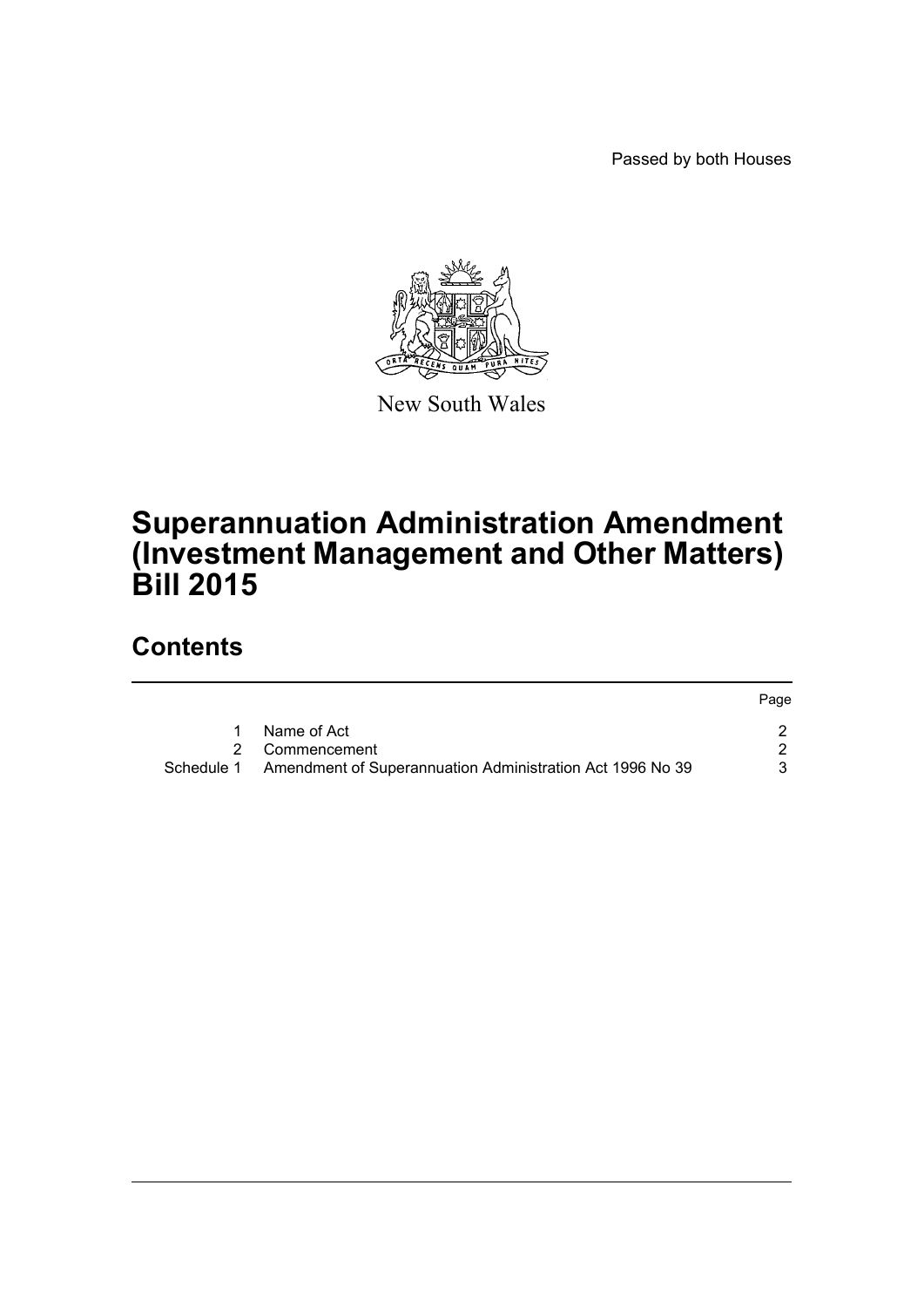Passed by both Houses

New South Wales

# Superannuation Administration Amendment (Investment Management and Other Matters) Bill 2015

## Contents

| | | Page |
|---|---|---|
| 1 | Name of Act | 2 |
| 2 | Commencement | 2 |
| Schedule 1 | Amendment of Superannuation Administration Act 1996 No 39 | 3 |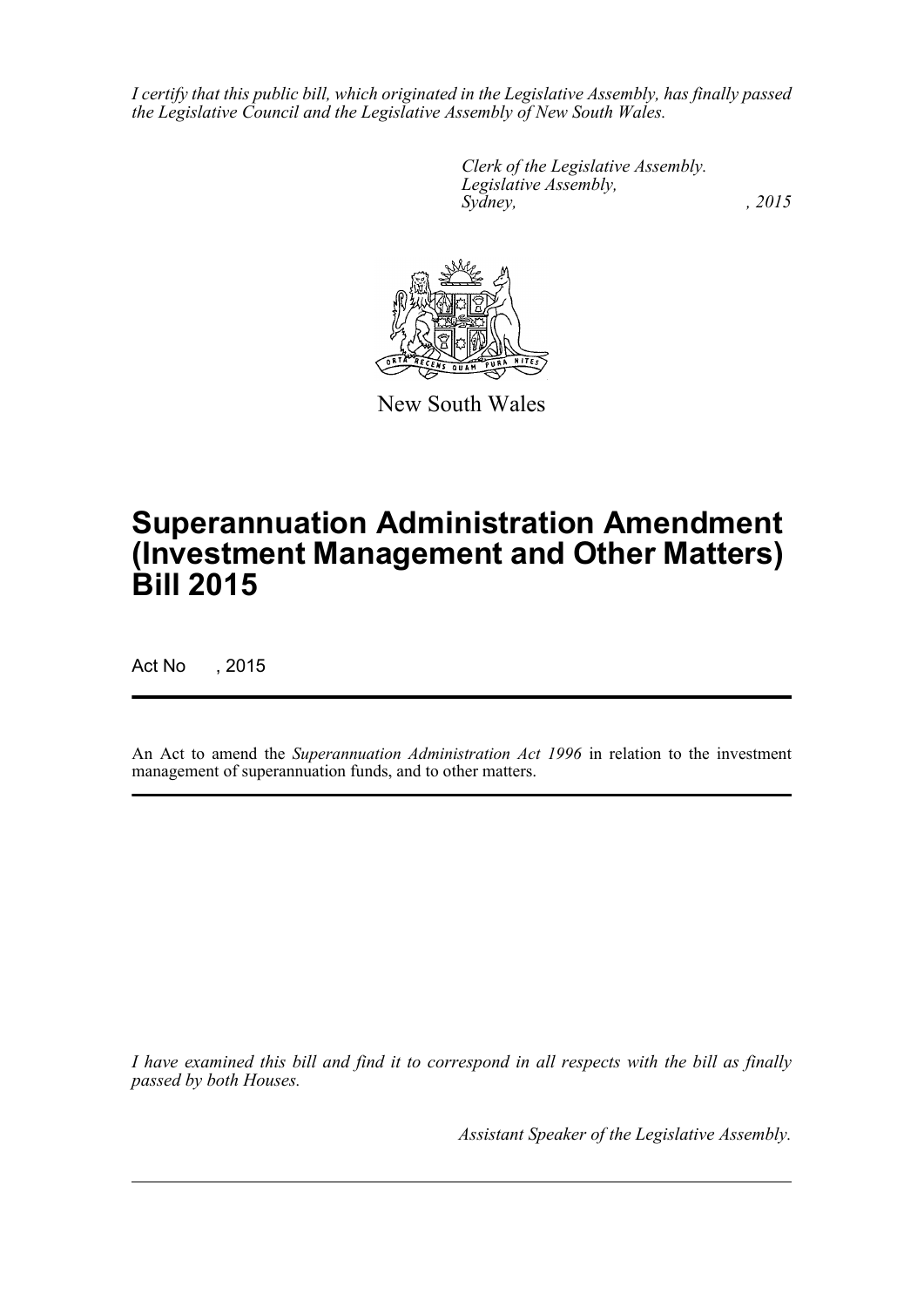*I certify that this public bill, which originated in the Legislative Assembly, has finally passed the Legislative Council and the Legislative Assembly of New South Wales.*

*Clerk of the Legislative Assembly.*
*Legislative Assembly,*
*Sydney, , 2015*

New South Wales

# Superannuation Administration Amendment (Investment Management and Other Matters) Bill 2015

Act No , 2015

An Act to amend the *Superannuation Administration Act 1996* in relation to the investment management of superannuation funds, and to other matters.

*I have examined this bill and find it to correspond in all respects with the bill as finally passed by both Houses.*

*Assistant Speaker of the Legislative Assembly.*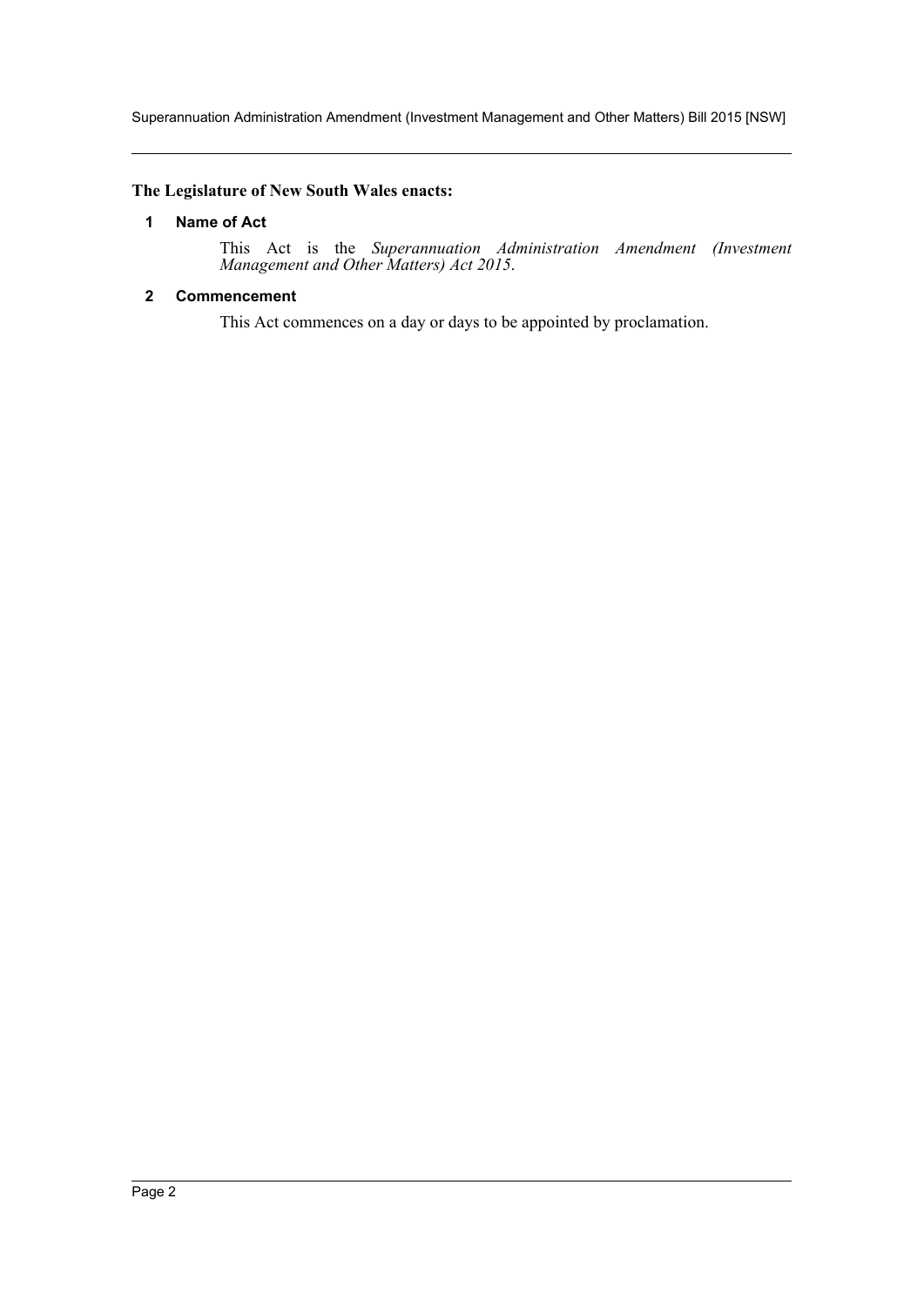**The Legislature of New South Wales enacts:**

## 1 Name of Act

This Act is the *Superannuation Administration Amendment (Investment Management and Other Matters) Act 2015*.

## 2 Commencement

This Act commences on a day or days to be appointed by proclamation.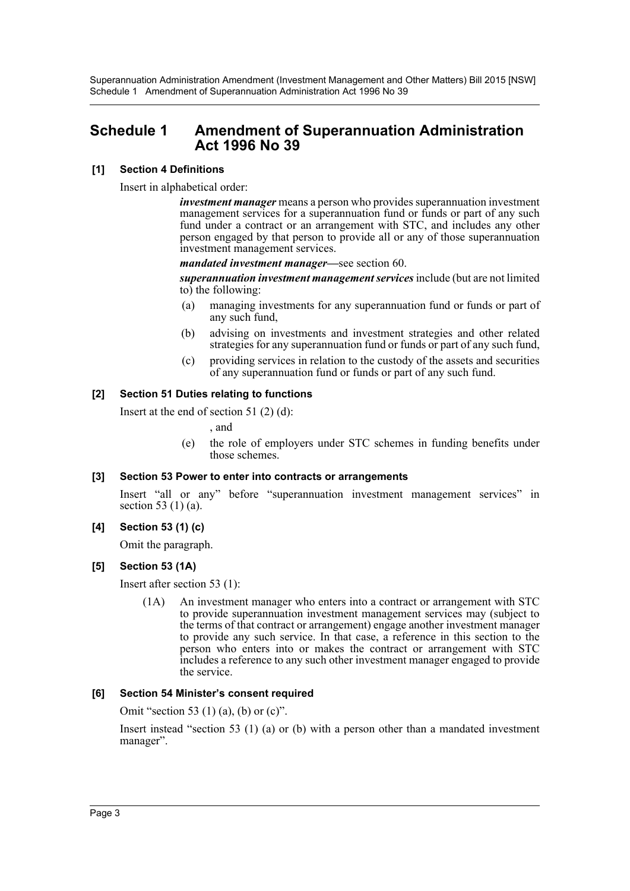# Schedule 1 Amendment of Superannuation Administration Act 1996 No 39

**[1] Section 4 Definitions**

Insert in alphabetical order:

> ***investment manager*** means a person who provides superannuation investment management services for a superannuation fund or funds or part of any such fund under a contract or an arrangement with STC, and includes any other person engaged by that person to provide all or any of those superannuation investment management services.
>
> ***mandated investment manager***—see section 60.
>
> ***superannuation investment management services*** include (but are not limited to) the following:
>
> (a) managing investments for any superannuation fund or funds or part of any such fund,
>
> (b) advising on investments and investment strategies and other related strategies for any superannuation fund or funds or part of any such fund,
>
> (c) providing services in relation to the custody of the assets and securities of any superannuation fund or funds or part of any such fund.

**[2] Section 51 Duties relating to functions**

Insert at the end of section 51 (2) (d):

> , and
>
> (e) the role of employers under STC schemes in funding benefits under those schemes.

**[3] Section 53 Power to enter into contracts or arrangements**

Insert "all or any" before "superannuation investment management services" in section 53 (1) (a).

**[4] Section 53 (1) (c)**

Omit the paragraph.

**[5] Section 53 (1A)**

Insert after section 53 (1):

> (1A) An investment manager who enters into a contract or arrangement with STC to provide superannuation investment management services may (subject to the terms of that contract or arrangement) engage another investment manager to provide any such service. In that case, a reference in this section to the person who enters into or makes the contract or arrangement with STC includes a reference to any such other investment manager engaged to provide the service.

**[6] Section 54 Minister's consent required**

Omit "section 53 (1) (a), (b) or (c)".

Insert instead "section 53 (1) (a) or (b) with a person other than a mandated investment manager".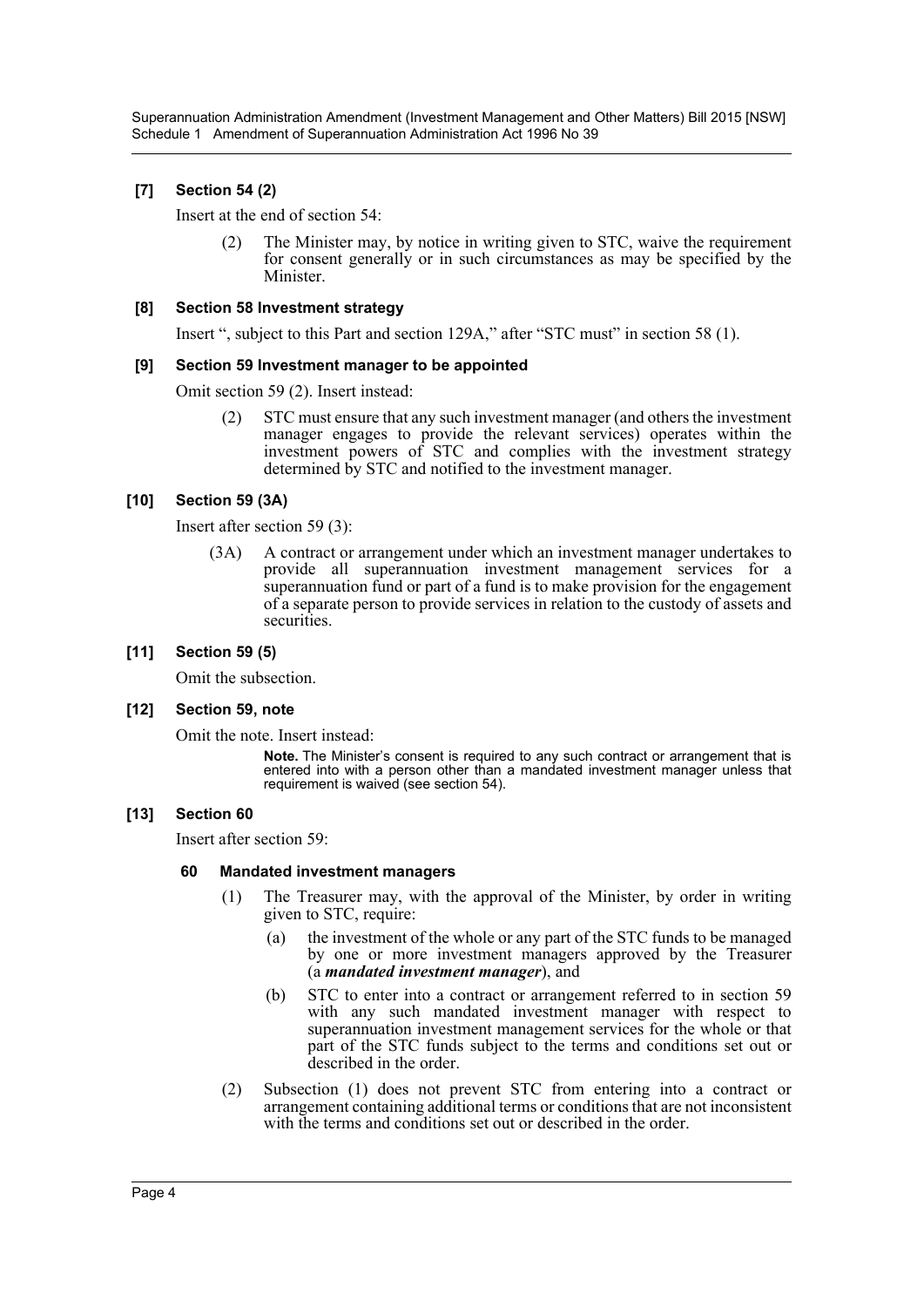### [7] Section 54 (2)

Insert at the end of section 54:

> (2) The Minister may, by notice in writing given to STC, waive the requirement for consent generally or in such circumstances as may be specified by the Minister.

### [8] Section 58 Investment strategy

Insert ", subject to this Part and section 129A," after "STC must" in section 58 (1).

### [9] Section 59 Investment manager to be appointed

Omit section 59 (2). Insert instead:

> (2) STC must ensure that any such investment manager (and others the investment manager engages to provide the relevant services) operates within the investment powers of STC and complies with the investment strategy determined by STC and notified to the investment manager.

### [10] Section 59 (3A)

Insert after section 59 (3):

> (3A) A contract or arrangement under which an investment manager undertakes to provide all superannuation investment management services for a superannuation fund or part of a fund is to make provision for the engagement of a separate person to provide services in relation to the custody of assets and securities.

### [11] Section 59 (5)

Omit the subsection.

### [12] Section 59, note

Omit the note. Insert instead:

> **Note.** The Minister's consent is required to any such contract or arrangement that is entered into with a person other than a mandated investment manager unless that requirement is waived (see section 54).

### [13] Section 60

Insert after section 59:

#### 60 Mandated investment managers

> (1) The Treasurer may, with the approval of the Minister, by order in writing given to STC, require:
>
> > (a) the investment of the whole or any part of the STC funds to be managed by one or more investment managers approved by the Treasurer (a ***mandated investment manager***), and
> >
> > (b) STC to enter into a contract or arrangement referred to in section 59 with any such mandated investment manager with respect to superannuation investment management services for the whole or that part of the STC funds subject to the terms and conditions set out or described in the order.
>
> (2) Subsection (1) does not prevent STC from entering into a contract or arrangement containing additional terms or conditions that are not inconsistent with the terms and conditions set out or described in the order.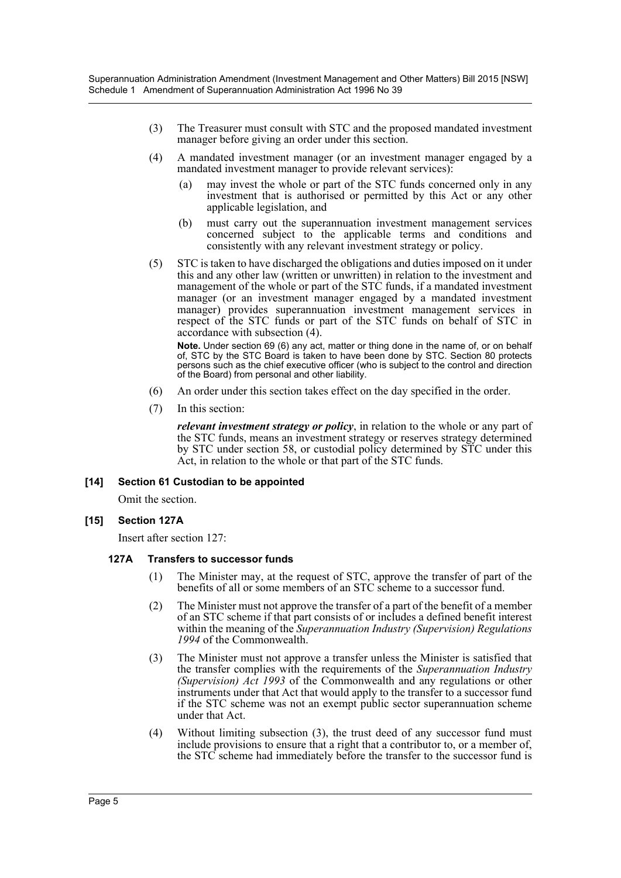(3) The Treasurer must consult with STC and the proposed mandated investment manager before giving an order under this section.

(4) A mandated investment manager (or an investment manager engaged by a mandated investment manager to provide relevant services):

- (a) may invest the whole or part of the STC funds concerned only in any investment that is authorised or permitted by this Act or any other applicable legislation, and
- (b) must carry out the superannuation investment management services concerned subject to the applicable terms and conditions and consistently with any relevant investment strategy or policy.

(5) STC is taken to have discharged the obligations and duties imposed on it under this and any other law (written or unwritten) in relation to the investment and management of the whole or part of the STC funds, if a mandated investment manager (or an investment manager engaged by a mandated investment manager) provides superannuation investment management services in respect of the STC funds or part of the STC funds on behalf of STC in accordance with subsection (4).

**Note.** Under section 69 (6) any act, matter or thing done in the name of, or on behalf of, STC by the STC Board is taken to have been done by STC. Section 80 protects persons such as the chief executive officer (who is subject to the control and direction of the Board) from personal and other liability.

(6) An order under this section takes effect on the day specified in the order.

(7) In this section:

***relevant investment strategy or policy***, in relation to the whole or any part of the STC funds, means an investment strategy or reserves strategy determined by STC under section 58, or custodial policy determined by STC under this Act, in relation to the whole or that part of the STC funds.

**[14] Section 61 Custodian to be appointed**

Omit the section.

**[15] Section 127A**

Insert after section 127:

**127A Transfers to successor funds**

(1) The Minister may, at the request of STC, approve the transfer of part of the benefits of all or some members of an STC scheme to a successor fund.

(2) The Minister must not approve the transfer of a part of the benefit of a member of an STC scheme if that part consists of or includes a defined benefit interest within the meaning of the *Superannuation Industry (Supervision) Regulations 1994* of the Commonwealth.

(3) The Minister must not approve a transfer unless the Minister is satisfied that the transfer complies with the requirements of the *Superannuation Industry (Supervision) Act 1993* of the Commonwealth and any regulations or other instruments under that Act that would apply to the transfer to a successor fund if the STC scheme was not an exempt public sector superannuation scheme under that Act.

(4) Without limiting subsection (3), the trust deed of any successor fund must include provisions to ensure that a right that a contributor to, or a member of, the STC scheme had immediately before the transfer to the successor fund is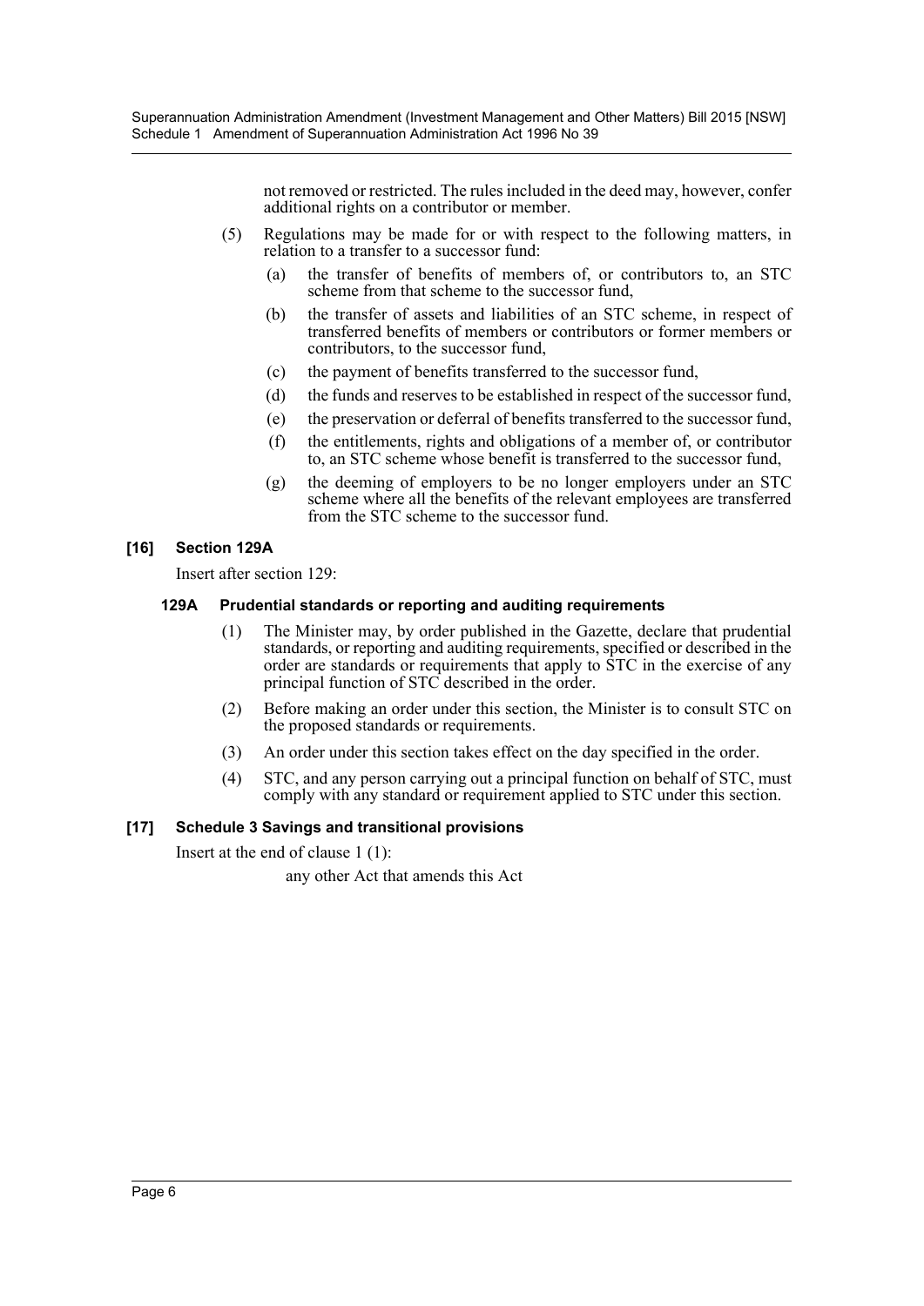not removed or restricted. The rules included in the deed may, however, confer additional rights on a contributor or member.

(5) Regulations may be made for or with respect to the following matters, in relation to a transfer to a successor fund:

(a) the transfer of benefits of members of, or contributors to, an STC scheme from that scheme to the successor fund,

(b) the transfer of assets and liabilities of an STC scheme, in respect of transferred benefits of members or contributors or former members or contributors, to the successor fund,

(c) the payment of benefits transferred to the successor fund,

(d) the funds and reserves to be established in respect of the successor fund,

(e) the preservation or deferral of benefits transferred to the successor fund,

(f) the entitlements, rights and obligations of a member of, or contributor to, an STC scheme whose benefit is transferred to the successor fund,

(g) the deeming of employers to be no longer employers under an STC scheme where all the benefits of the relevant employees are transferred from the STC scheme to the successor fund.

### [16] Section 129A

Insert after section 129:

#### 129A Prudential standards or reporting and auditing requirements

(1) The Minister may, by order published in the Gazette, declare that prudential standards, or reporting and auditing requirements, specified or described in the order are standards or requirements that apply to STC in the exercise of any principal function of STC described in the order.

(2) Before making an order under this section, the Minister is to consult STC on the proposed standards or requirements.

(3) An order under this section takes effect on the day specified in the order.

(4) STC, and any person carrying out a principal function on behalf of STC, must comply with any standard or requirement applied to STC under this section.

### [17] Schedule 3 Savings and transitional provisions

Insert at the end of clause 1 (1):

any other Act that amends this Act